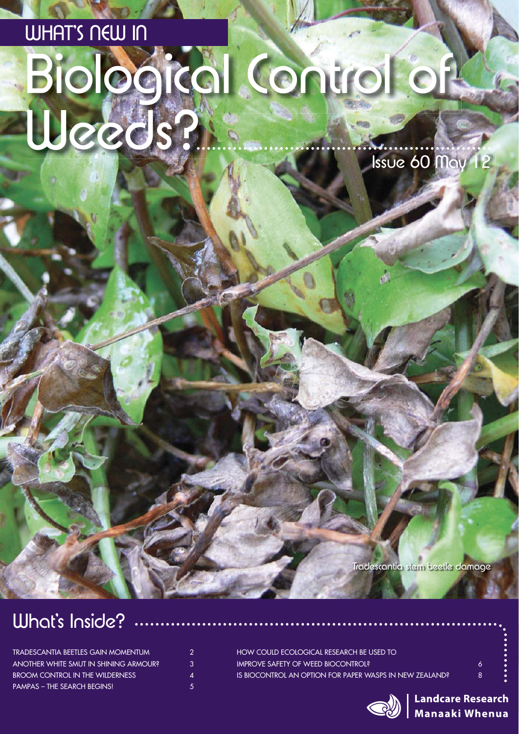# WHAT'S NEW IN Biological Control of Weeds?

Issue 60 May 12

Tradescantia stem beetle damage

## What's Inside?

| | |
|---|---|
| TRADESCANTIA BEETLES GAIN MOMENTUM | 2 |
| ANOTHER WHITE SMUT IN SHINING ARMOUR? | 3 |
| BROOM CONTROL IN THE WILDERNESS | 4 |
| PAMPAS – THE SEARCH BEGINS! | 5 |
| HOW COULD ECOLOGICAL RESEARCH BE USED TO IMPROVE SAFETY OF WEED BIOCONTROL? | 6 |
| IS BIOCONTROL AN OPTION FOR PAPER WASPS IN NEW ZEALAND? | 8 |

Landcare Research
Manaaki Whenua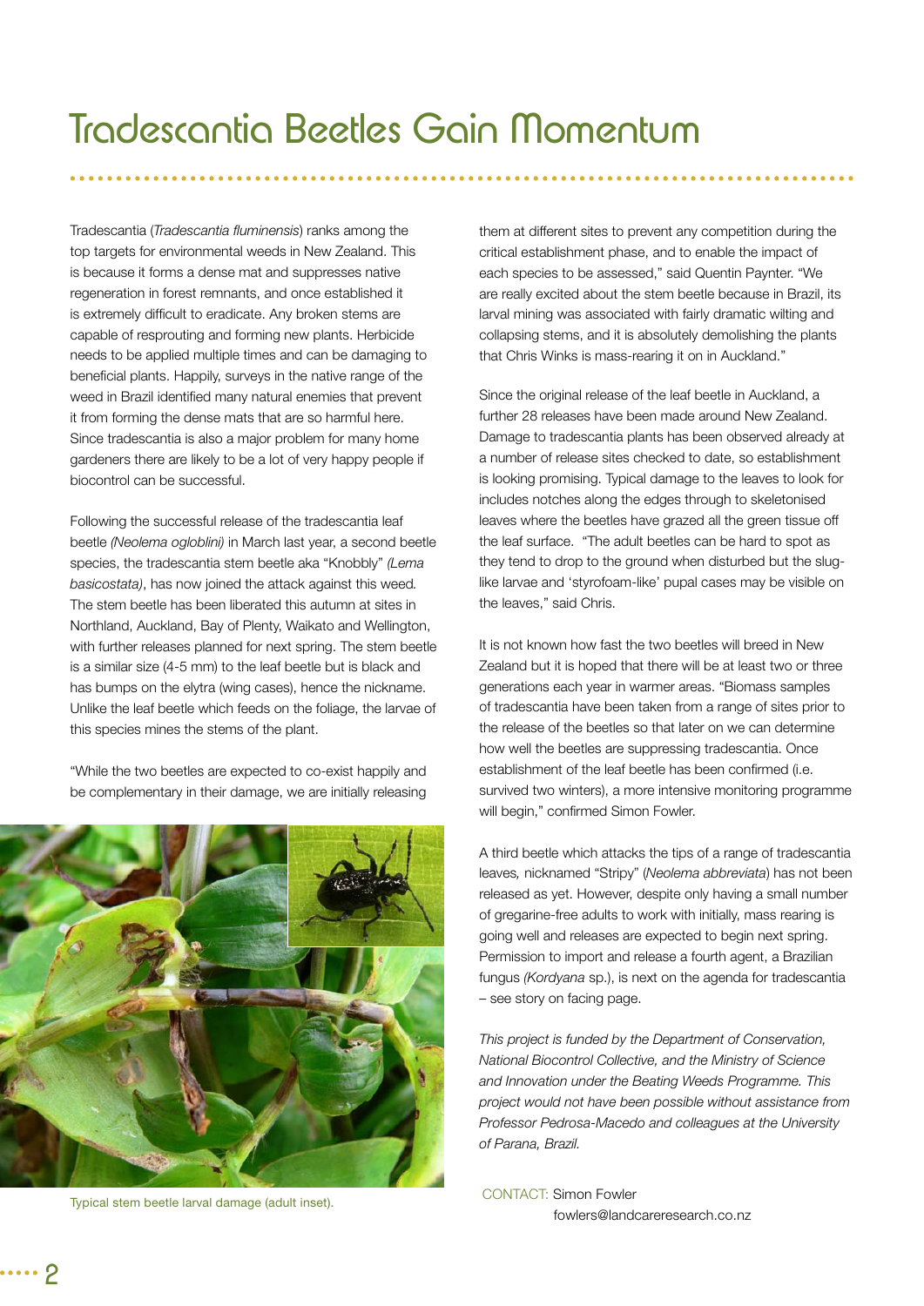# Tradescantia Beetles Gain Momentum

Tradescantia (*Tradescantia fluminensis*) ranks among the top targets for environmental weeds in New Zealand. This is because it forms a dense mat and suppresses native regeneration in forest remnants, and once established it is extremely difficult to eradicate. Any broken stems are capable of resprouting and forming new plants. Herbicide needs to be applied multiple times and can be damaging to beneficial plants. Happily, surveys in the native range of the weed in Brazil identified many natural enemies that prevent it from forming the dense mats that are so harmful here. Since tradescantia is also a major problem for many home gardeners there are likely to be a lot of very happy people if biocontrol can be successful.

Following the successful release of the tradescantia leaf beetle *(Neolema ogloblini)* in March last year, a second beetle species, the tradescantia stem beetle aka "Knobbly" *(Lema basicostata)*, has now joined the attack against this weed. The stem beetle has been liberated this autumn at sites in Northland, Auckland, Bay of Plenty, Waikato and Wellington, with further releases planned for next spring. The stem beetle is a similar size (4-5 mm) to the leaf beetle but is black and has bumps on the elytra (wing cases), hence the nickname. Unlike the leaf beetle which feeds on the foliage, the larvae of this species mines the stems of the plant.

"While the two beetles are expected to co-exist happily and be complementary in their damage, we are initially releasing them at different sites to prevent any competition during the critical establishment phase, and to enable the impact of each species to be assessed," said Quentin Paynter. "We are really excited about the stem beetle because in Brazil, its larval mining was associated with fairly dramatic wilting and collapsing stems, and it is absolutely demolishing the plants that Chris Winks is mass-rearing it on in Auckland."

Typical stem beetle larval damage (adult inset).

Since the original release of the leaf beetle in Auckland, a further 28 releases have been made around New Zealand. Damage to tradescantia plants has been observed already at a number of release sites checked to date, so establishment is looking promising. Typical damage to the leaves to look for includes notches along the edges through to skeletonised leaves where the beetles have grazed all the green tissue off the leaf surface. "The adult beetles can be hard to spot as they tend to drop to the ground when disturbed but the slug-like larvae and 'styrofoam-like' pupal cases may be visible on the leaves," said Chris.

It is not known how fast the two beetles will breed in New Zealand but it is hoped that there will be at least two or three generations each year in warmer areas. "Biomass samples of tradescantia have been taken from a range of sites prior to the release of the beetles so that later on we can determine how well the beetles are suppressing tradescantia. Once establishment of the leaf beetle has been confirmed (i.e. survived two winters), a more intensive monitoring programme will begin," confirmed Simon Fowler.

A third beetle which attacks the tips of a range of tradescantia leaves, nicknamed "Stripy" (*Neolema abbreviata*) has not been released as yet. However, despite only having a small number of gregarine-free adults to work with initially, mass rearing is going well and releases are expected to begin next spring. Permission to import and release a fourth agent, a Brazilian fungus *(Kordyana* sp.), is next on the agenda for tradescantia – see story on facing page.

*This project is funded by the Department of Conservation, National Biocontrol Collective, and the Ministry of Science and Innovation under the Beating Weeds Programme. This project would not have been possible without assistance from Professor Pedrosa-Macedo and colleagues at the University of Parana, Brazil.*

CONTACT: Simon Fowler
fowlers@landcareresearch.co.nz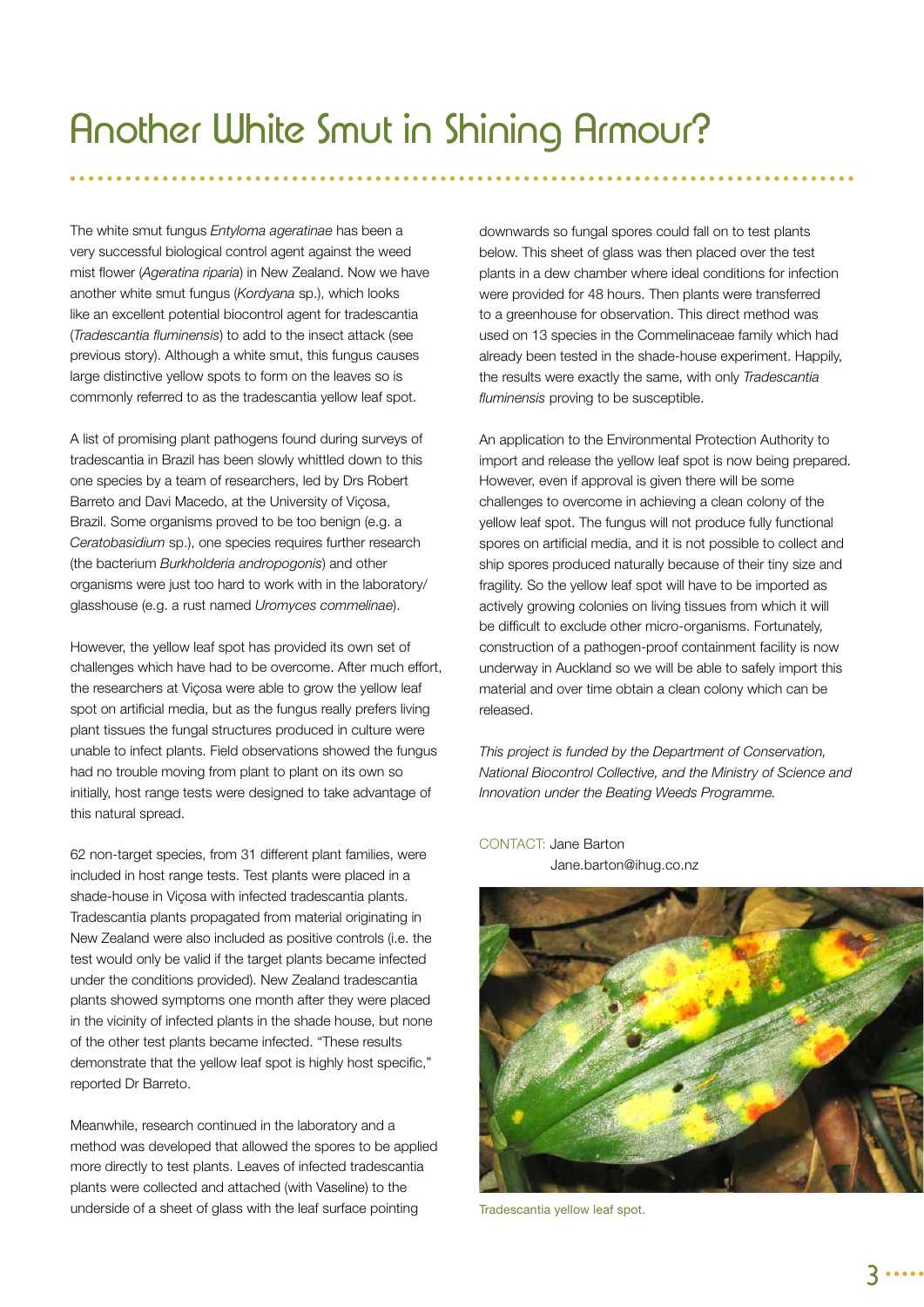# Another White Smut in Shining Armour?

The white smut fungus *Entyloma ageratinae* has been a very successful biological control agent against the weed mist flower (*Ageratina riparia*) in New Zealand. Now we have another white smut fungus (*Kordyana* sp.), which looks like an excellent potential biocontrol agent for tradescantia (*Tradescantia fluminensis*) to add to the insect attack (see previous story). Although a white smut, this fungus causes large distinctive yellow spots to form on the leaves so is commonly referred to as the tradescantia yellow leaf spot.

A list of promising plant pathogens found during surveys of tradescantia in Brazil has been slowly whittled down to this one species by a team of researchers, led by Drs Robert Barreto and Davi Macedo, at the University of Viçosa, Brazil. Some organisms proved to be too benign (e.g. a *Ceratobasidium* sp.), one species requires further research (the bacterium *Burkholderia andropogonis*) and other organisms were just too hard to work with in the laboratory/glasshouse (e.g. a rust named *Uromyces commelinae*).

However, the yellow leaf spot has provided its own set of challenges which have had to be overcome. After much effort, the researchers at Viçosa were able to grow the yellow leaf spot on artificial media, but as the fungus really prefers living plant tissues the fungal structures produced in culture were unable to infect plants. Field observations showed the fungus had no trouble moving from plant to plant on its own so initially, host range tests were designed to take advantage of this natural spread.

62 non-target species, from 31 different plant families, were included in host range tests. Test plants were placed in a shade-house in Viçosa with infected tradescantia plants. Tradescantia plants propagated from material originating in New Zealand were also included as positive controls (i.e. the test would only be valid if the target plants became infected under the conditions provided). New Zealand tradescantia plants showed symptoms one month after they were placed in the vicinity of infected plants in the shade house, but none of the other test plants became infected. "These results demonstrate that the yellow leaf spot is highly host specific," reported Dr Barreto.

Meanwhile, research continued in the laboratory and a method was developed that allowed the spores to be applied more directly to test plants. Leaves of infected tradescantia plants were collected and attached (with Vaseline) to the underside of a sheet of glass with the leaf surface pointing downwards so fungal spores could fall on to test plants below. This sheet of glass was then placed over the test plants in a dew chamber where ideal conditions for infection were provided for 48 hours. Then plants were transferred to a greenhouse for observation. This direct method was used on 13 species in the Commelinaceae family which had already been tested in the shade-house experiment. Happily, the results were exactly the same, with only *Tradescantia fluminensis* proving to be susceptible.

An application to the Environmental Protection Authority to import and release the yellow leaf spot is now being prepared. However, even if approval is given there will be some challenges to overcome in achieving a clean colony of the yellow leaf spot. The fungus will not produce fully functional spores on artificial media, and it is not possible to collect and ship spores produced naturally because of their tiny size and fragility. So the yellow leaf spot will have to be imported as actively growing colonies on living tissues from which it will be difficult to exclude other micro-organisms. Fortunately, construction of a pathogen-proof containment facility is now underway in Auckland so we will be able to safely import this material and over time obtain a clean colony which can be released.

*This project is funded by the Department of Conservation, National Biocontrol Collective, and the Ministry of Science and Innovation under the Beating Weeds Programme.*

CONTACT: Jane Barton
Jane.barton@ihug.co.nz

Tradescantia yellow leaf spot.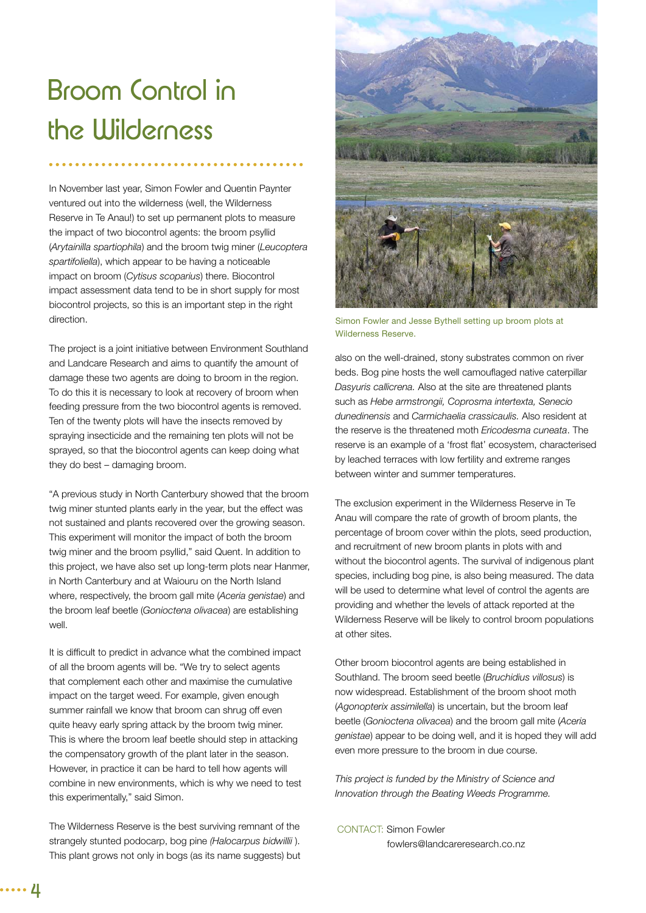# Broom Control in the Wilderness

In November last year, Simon Fowler and Quentin Paynter ventured out into the wilderness (well, the Wilderness Reserve in Te Anau!) to set up permanent plots to measure the impact of two biocontrol agents: the broom psyllid (*Arytainilla spartiophila*) and the broom twig miner (*Leucoptera spartifoliella*), which appear to be having a noticeable impact on broom (*Cytisus scoparius*) there. Biocontrol impact assessment data tend to be in short supply for most biocontrol projects, so this is an important step in the right direction.

The project is a joint initiative between Environment Southland and Landcare Research and aims to quantify the amount of damage these two agents are doing to broom in the region. To do this it is necessary to look at recovery of broom when feeding pressure from the two biocontrol agents is removed. Ten of the twenty plots will have the insects removed by spraying insecticide and the remaining ten plots will not be sprayed, so that the biocontrol agents can keep doing what they do best – damaging broom.

"A previous study in North Canterbury showed that the broom twig miner stunted plants early in the year, but the effect was not sustained and plants recovered over the growing season. This experiment will monitor the impact of both the broom twig miner and the broom psyllid," said Quent. In addition to this project, we have also set up long-term plots near Hanmer, in North Canterbury and at Waiouru on the North Island where, respectively, the broom gall mite (*Aceria genistae*) and the broom leaf beetle (*Gonioctena olivacea*) are establishing well.

It is difficult to predict in advance what the combined impact of all the broom agents will be. "We try to select agents that complement each other and maximise the cumulative impact on the target weed. For example, given enough summer rainfall we know that broom can shrug off even quite heavy early spring attack by the broom twig miner. This is where the broom leaf beetle should step in attacking the compensatory growth of the plant later in the season. However, in practice it can be hard to tell how agents will combine in new environments, which is why we need to test this experimentally," said Simon.

The Wilderness Reserve is the best surviving remnant of the strangely stunted podocarp, bog pine *(Halocarpus bidwillii)*. This plant grows not only in bogs (as its name suggests) but also on the well-drained, stony substrates common on river beds. Bog pine hosts the well camouflaged native caterpillar *Dasyuris callicrena.* Also at the site are threatened plants such as *Hebe armstrongii, Coprosma intertexta, Senecio dunedinensis* and *Carmichaelia crassicaulis.* Also resident at the reserve is the threatened moth *Ericodesma cuneata*. The reserve is an example of a 'frost flat' ecosystem, characterised by leached terraces with low fertility and extreme ranges between winter and summer temperatures.

Simon Fowler and Jesse Bythell setting up broom plots at Wilderness Reserve.

The exclusion experiment in the Wilderness Reserve in Te Anau will compare the rate of growth of broom plants, the percentage of broom cover within the plots, seed production, and recruitment of new broom plants in plots with and without the biocontrol agents. The survival of indigenous plant species, including bog pine, is also being measured. The data will be used to determine what level of control the agents are providing and whether the levels of attack reported at the Wilderness Reserve will be likely to control broom populations at other sites.

Other broom biocontrol agents are being established in Southland. The broom seed beetle (*Bruchidius villosus*) is now widespread. Establishment of the broom shoot moth (*Agonopterix assimilella*) is uncertain, but the broom leaf beetle (*Gonioctena olivacea*) and the broom gall mite (*Aceria genistae*) appear to be doing well, and it is hoped they will add even more pressure to the broom in due course.

*This project is funded by the Ministry of Science and Innovation through the Beating Weeds Programme.*

CONTACT: Simon Fowler
fowlers@landcareresearch.co.nz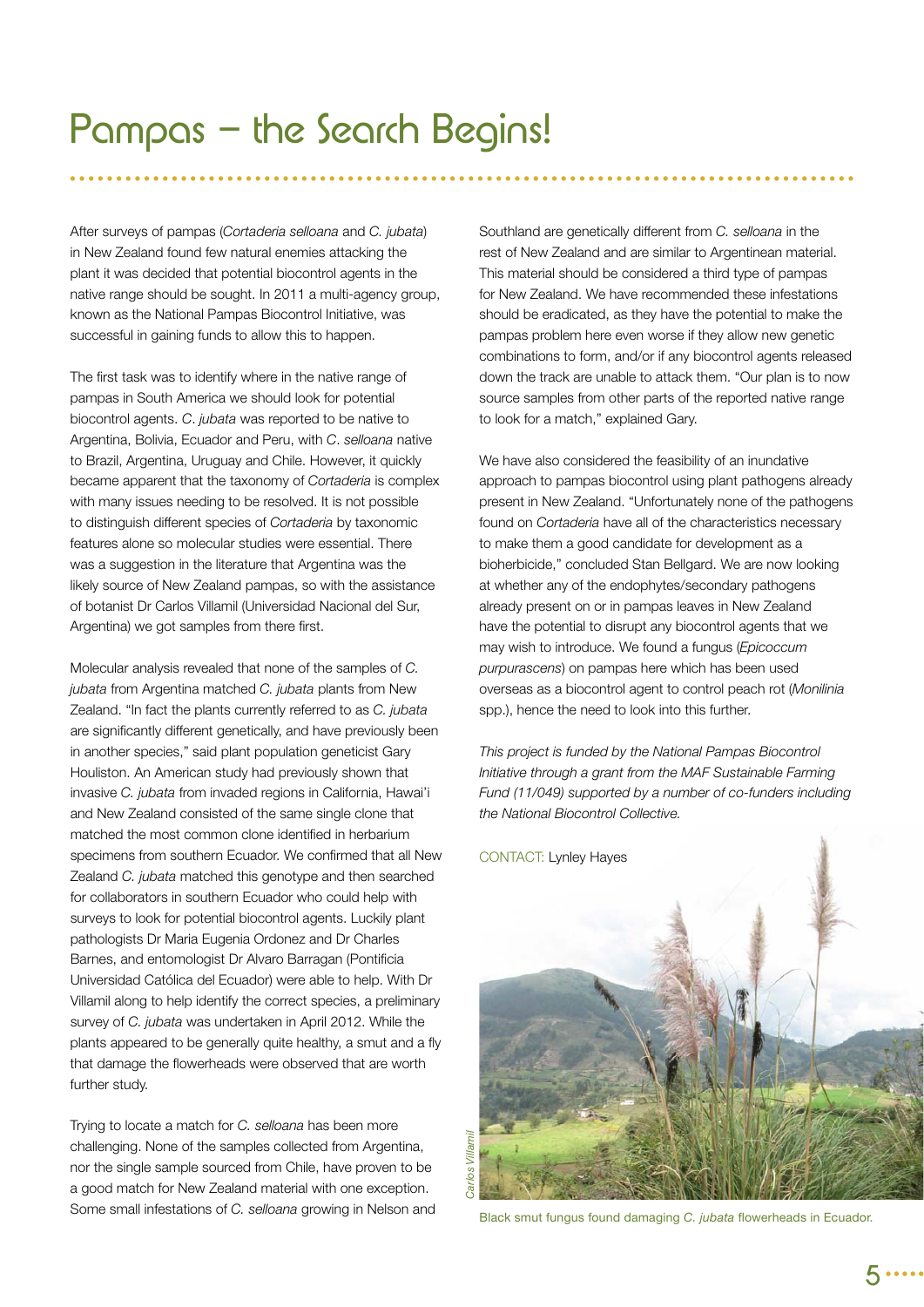# Pampas – the Search Begins!

After surveys of pampas (*Cortaderia selloana* and *C. jubata*) in New Zealand found few natural enemies attacking the plant it was decided that potential biocontrol agents in the native range should be sought. In 2011 a multi-agency group, known as the National Pampas Biocontrol Initiative, was successful in gaining funds to allow this to happen.

The first task was to identify where in the native range of pampas in South America we should look for potential biocontrol agents. *C. jubata* was reported to be native to Argentina, Bolivia, Ecuador and Peru, with *C. selloana* native to Brazil, Argentina, Uruguay and Chile. However, it quickly became apparent that the taxonomy of *Cortaderia* is complex with many issues needing to be resolved. It is not possible to distinguish different species of *Cortaderia* by taxonomic features alone so molecular studies were essential. There was a suggestion in the literature that Argentina was the likely source of New Zealand pampas, so with the assistance of botanist Dr Carlos Villamil (Universidad Nacional del Sur, Argentina) we got samples from there first.

Molecular analysis revealed that none of the samples of *C. jubata* from Argentina matched *C. jubata* plants from New Zealand. "In fact the plants currently referred to as *C. jubata* are significantly different genetically, and have previously been in another species," said plant population geneticist Gary Houliston. An American study had previously shown that invasive *C. jubata* from invaded regions in California, Hawai'i and New Zealand consisted of the same single clone that matched the most common clone identified in herbarium specimens from southern Ecuador. We confirmed that all New Zealand *C. jubata* matched this genotype and then searched for collaborators in southern Ecuador who could help with surveys to look for potential biocontrol agents. Luckily plant pathologists Dr Maria Eugenia Ordonez and Dr Charles Barnes, and entomologist Dr Alvaro Barragan (Pontificia Universidad Católica del Ecuador) were able to help. With Dr Villamil along to help identify the correct species, a preliminary survey of *C. jubata* was undertaken in April 2012. While the plants appeared to be generally quite healthy, a smut and a fly that damage the flowerheads were observed that are worth further study.

Trying to locate a match for *C. selloana* has been more challenging. None of the samples collected from Argentina, nor the single sample sourced from Chile, have proven to be a good match for New Zealand material with one exception. Some small infestations of *C. selloana* growing in Nelson and Southland are genetically different from *C. selloana* in the rest of New Zealand and are similar to Argentinean material. This material should be considered a third type of pampas for New Zealand. We have recommended these infestations should be eradicated, as they have the potential to make the pampas problem here even worse if they allow new genetic combinations to form, and/or if any biocontrol agents released down the track are unable to attack them. "Our plan is to now source samples from other parts of the reported native range to look for a match," explained Gary.

We have also considered the feasibility of an inundative approach to pampas biocontrol using plant pathogens already present in New Zealand. "Unfortunately none of the pathogens found on *Cortaderia* have all of the characteristics necessary to make them a good candidate for development as a bioherbicide," concluded Stan Bellgard. We are now looking at whether any of the endophytes/secondary pathogens already present on or in pampas leaves in New Zealand have the potential to disrupt any biocontrol agents that we may wish to introduce. We found a fungus (*Epicoccum purpurascens*) on pampas here which has been used overseas as a biocontrol agent to control peach rot (*Monilinia* spp.), hence the need to look into this further.

*This project is funded by the National Pampas Biocontrol Initiative through a grant from the MAF Sustainable Farming Fund (11/049) supported by a number of co-funders including the National Biocontrol Collective.*

CONTACT: Lynley Hayes

*Carlos Villamil*

Black smut fungus found damaging *C. jubata* flowerheads in Ecuador.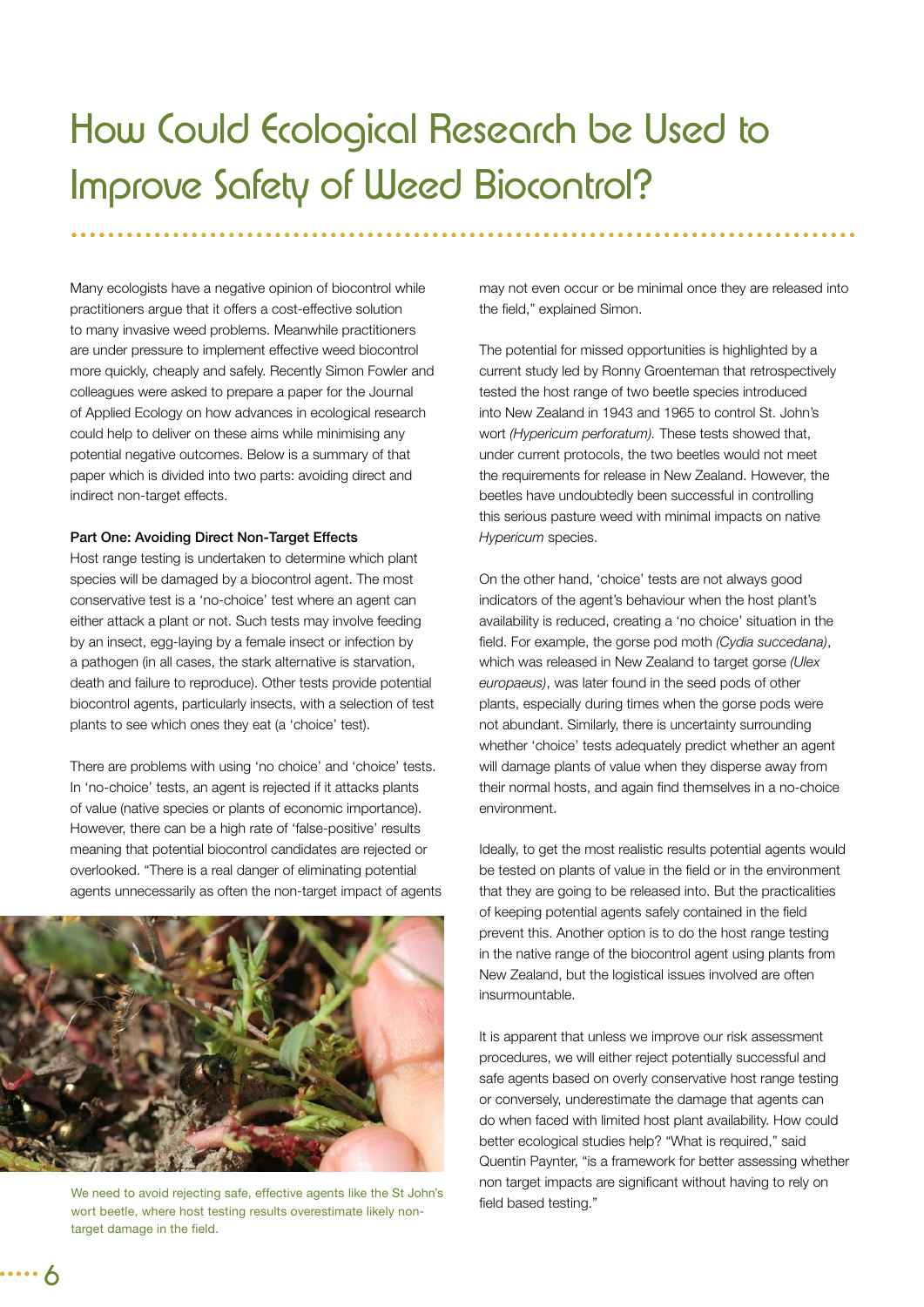# How Could Ecological Research be Used to Improve Safety of Weed Biocontrol?

Many ecologists have a negative opinion of biocontrol while practitioners argue that it offers a cost-effective solution to many invasive weed problems. Meanwhile practitioners are under pressure to implement effective weed biocontrol more quickly, cheaply and safely. Recently Simon Fowler and colleagues were asked to prepare a paper for the Journal of Applied Ecology on how advances in ecological research could help to deliver on these aims while minimising any potential negative outcomes. Below is a summary of that paper which is divided into two parts: avoiding direct and indirect non-target effects.

**Part One: Avoiding Direct Non-Target Effects**

Host range testing is undertaken to determine which plant species will be damaged by a biocontrol agent. The most conservative test is a 'no-choice' test where an agent can either attack a plant or not. Such tests may involve feeding by an insect, egg-laying by a female insect or infection by a pathogen (in all cases, the stark alternative is starvation, death and failure to reproduce). Other tests provide potential biocontrol agents, particularly insects, with a selection of test plants to see which ones they eat (a 'choice' test).

There are problems with using 'no choice' and 'choice' tests. In 'no-choice' tests, an agent is rejected if it attacks plants of value (native species or plants of economic importance). However, there can be a high rate of 'false-positive' results meaning that potential biocontrol candidates are rejected or overlooked. "There is a real danger of eliminating potential agents unnecessarily as often the non-target impact of agents may not even occur or be minimal once they are released into the field," explained Simon.

We need to avoid rejecting safe, effective agents like the St John's wort beetle, where host testing results overestimate likely non-target damage in the field.

The potential for missed opportunities is highlighted by a current study led by Ronny Groenteman that retrospectively tested the host range of two beetle species introduced into New Zealand in 1943 and 1965 to control St. John's wort *(Hypericum perforatum).* These tests showed that, under current protocols, the two beetles would not meet the requirements for release in New Zealand. However, the beetles have undoubtedly been successful in controlling this serious pasture weed with minimal impacts on native *Hypericum* species.

On the other hand, 'choice' tests are not always good indicators of the agent's behaviour when the host plant's availability is reduced, creating a 'no choice' situation in the field. For example, the gorse pod moth *(Cydia succedana)*, which was released in New Zealand to target gorse *(Ulex europaeus)*, was later found in the seed pods of other plants, especially during times when the gorse pods were not abundant. Similarly, there is uncertainty surrounding whether 'choice' tests adequately predict whether an agent will damage plants of value when they disperse away from their normal hosts, and again find themselves in a no-choice environment.

Ideally, to get the most realistic results potential agents would be tested on plants of value in the field or in the environment that they are going to be released into. But the practicalities of keeping potential agents safely contained in the field prevent this. Another option is to do the host range testing in the native range of the biocontrol agent using plants from New Zealand, but the logistical issues involved are often insurmountable.

It is apparent that unless we improve our risk assessment procedures, we will either reject potentially successful and safe agents based on overly conservative host range testing or conversely, underestimate the damage that agents can do when faced with limited host plant availability. How could better ecological studies help? "What is required," said Quentin Paynter, "is a framework for better assessing whether non target impacts are significant without having to rely on field based testing."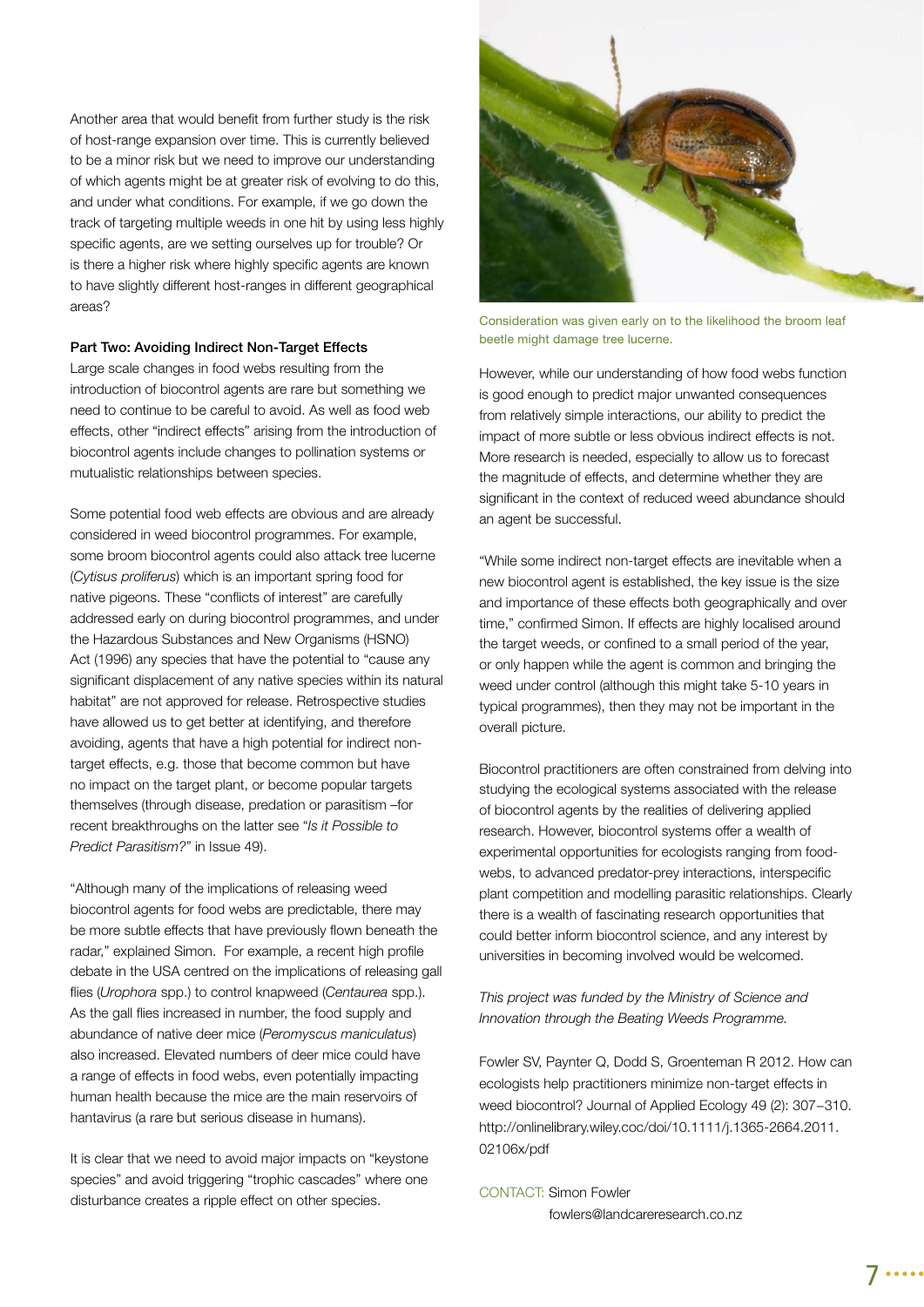Another area that would benefit from further study is the risk of host-range expansion over time. This is currently believed to be a minor risk but we need to improve our understanding of which agents might be at greater risk of evolving to do this, and under what conditions. For example, if we go down the track of targeting multiple weeds in one hit by using less highly specific agents, are we setting ourselves up for trouble? Or is there a higher risk where highly specific agents are known to have slightly different host-ranges in different geographical areas?

**Part Two: Avoiding Indirect Non-Target Effects**

Large scale changes in food webs resulting from the introduction of biocontrol agents are rare but something we need to continue to be careful to avoid. As well as food web effects, other "indirect effects" arising from the introduction of biocontrol agents include changes to pollination systems or mutualistic relationships between species.

Some potential food web effects are obvious and are already considered in weed biocontrol programmes. For example, some broom biocontrol agents could also attack tree lucerne (*Cytisus proliferus*) which is an important spring food for native pigeons. These "conflicts of interest" are carefully addressed early on during biocontrol programmes, and under the Hazardous Substances and New Organisms (HSNO) Act (1996) any species that have the potential to "cause any significant displacement of any native species within its natural habitat" are not approved for release. Retrospective studies have allowed us to get better at identifying, and therefore avoiding, agents that have a high potential for indirect non-target effects, e.g. those that become common but have no impact on the target plant, or become popular targets themselves (through disease, predation or parasitism –for recent breakthroughs on the latter see "*Is it Possible to Predict Parasitism?*" in Issue 49).

"Although many of the implications of releasing weed biocontrol agents for food webs are predictable, there may be more subtle effects that have previously flown beneath the radar," explained Simon. For example, a recent high profile debate in the USA centred on the implications of releasing gall flies (*Urophora* spp.) to control knapweed (*Centaurea* spp.). As the gall flies increased in number, the food supply and abundance of native deer mice (*Peromyscus maniculatus*) also increased. Elevated numbers of deer mice could have a range of effects in food webs, even potentially impacting human health because the mice are the main reservoirs of hantavirus (a rare but serious disease in humans).

It is clear that we need to avoid major impacts on "keystone species" and avoid triggering "trophic cascades" where one disturbance creates a ripple effect on other species.

Consideration was given early on to the likelihood the broom leaf beetle might damage tree lucerne.

However, while our understanding of how food webs function is good enough to predict major unwanted consequences from relatively simple interactions, our ability to predict the impact of more subtle or less obvious indirect effects is not. More research is needed, especially to allow us to forecast the magnitude of effects, and determine whether they are significant in the context of reduced weed abundance should an agent be successful.

"While some indirect non-target effects are inevitable when a new biocontrol agent is established, the key issue is the size and importance of these effects both geographically and over time," confirmed Simon. If effects are highly localised around the target weeds, or confined to a small period of the year, or only happen while the agent is common and bringing the weed under control (although this might take 5-10 years in typical programmes), then they may not be important in the overall picture.

Biocontrol practitioners are often constrained from delving into studying the ecological systems associated with the release of biocontrol agents by the realities of delivering applied research. However, biocontrol systems offer a wealth of experimental opportunities for ecologists ranging from food-webs, to advanced predator-prey interactions, interspecific plant competition and modelling parasitic relationships. Clearly there is a wealth of fascinating research opportunities that could better inform biocontrol science, and any interest by universities in becoming involved would be welcomed.

*This project was funded by the Ministry of Science and Innovation through the Beating Weeds Programme.*

Fowler SV, Paynter Q, Dodd S, Groenteman R 2012. How can ecologists help practitioners minimize non-target effects in weed biocontrol? Journal of Applied Ecology 49 (2): 307–310. http://onlinelibrary.wiley.coc/doi/10.1111/j.1365-2664.2011.02106x/pdf

CONTACT: Simon Fowler
fowlers@landcareresearch.co.nz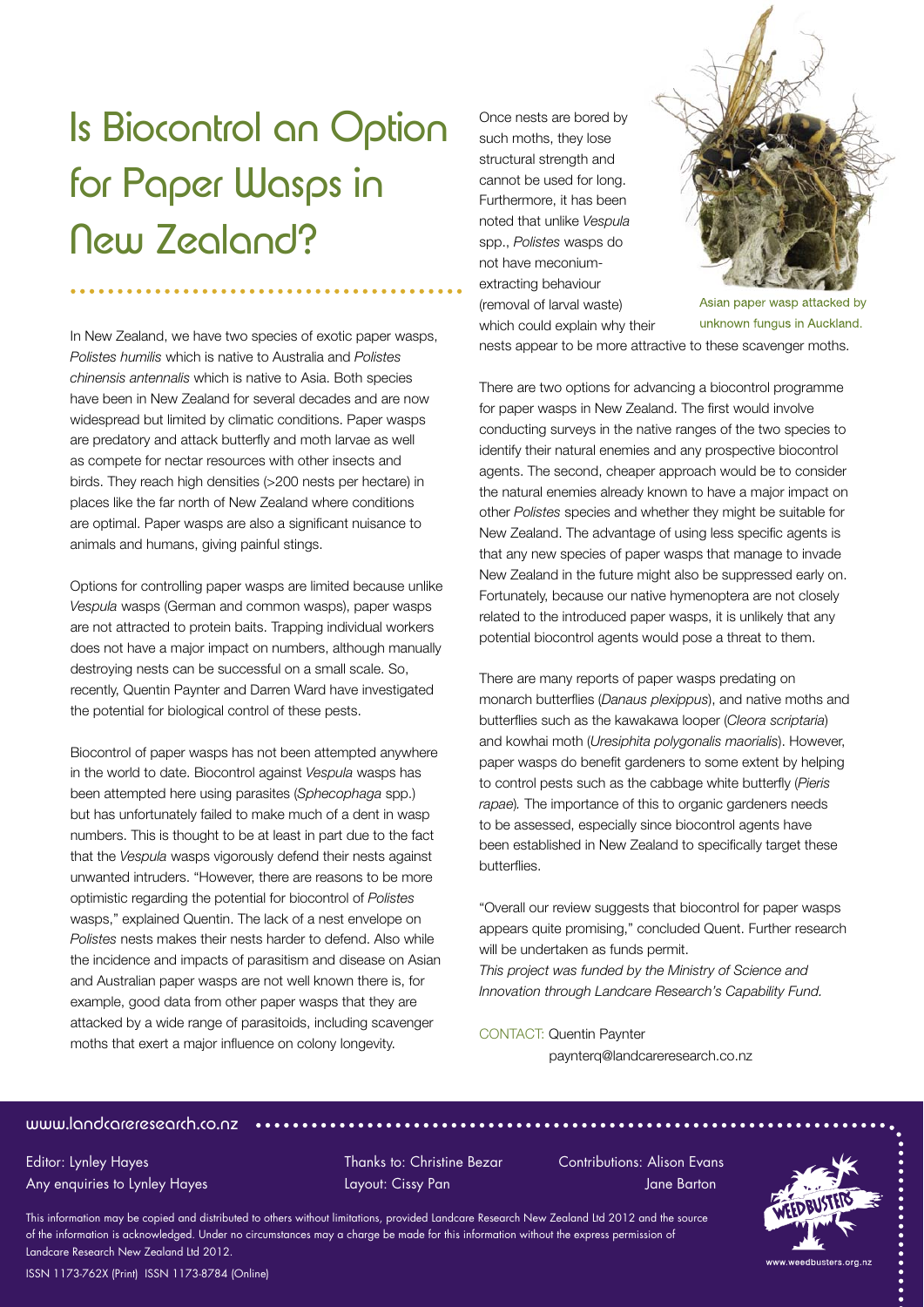# Is Biocontrol an Option for Paper Wasps in New Zealand?

In New Zealand, we have two species of exotic paper wasps, *Polistes humilis* which is native to Australia and *Polistes chinensis antennalis* which is native to Asia. Both species have been in New Zealand for several decades and are now widespread but limited by climatic conditions. Paper wasps are predatory and attack butterfly and moth larvae as well as compete for nectar resources with other insects and birds. They reach high densities (>200 nests per hectare) in places like the far north of New Zealand where conditions are optimal. Paper wasps are also a significant nuisance to animals and humans, giving painful stings.

Options for controlling paper wasps are limited because unlike *Vespula* wasps (German and common wasps), paper wasps are not attracted to protein baits. Trapping individual workers does not have a major impact on numbers, although manually destroying nests can be successful on a small scale. So, recently, Quentin Paynter and Darren Ward have investigated the potential for biological control of these pests.

Biocontrol of paper wasps has not been attempted anywhere in the world to date. Biocontrol against *Vespula* wasps has been attempted here using parasites (*Sphecophaga* spp.) but has unfortunately failed to make much of a dent in wasp numbers. This is thought to be at least in part due to the fact that the *Vespula* wasps vigorously defend their nests against unwanted intruders. "However, there are reasons to be more optimistic regarding the potential for biocontrol of *Polistes* wasps," explained Quentin. The lack of a nest envelope on *Polistes* nests makes their nests harder to defend. Also while the incidence and impacts of parasitism and disease on Asian and Australian paper wasps are not well known there is, for example, good data from other paper wasps that they are attacked by a wide range of parasitoids, including scavenger moths that exert a major influence on colony longevity.

Once nests are bored by such moths, they lose structural strength and cannot be used for long. Furthermore, it has been noted that unlike *Vespula* spp., *Polistes* wasps do not have meconium-extracting behaviour (removal of larval waste) which could explain why their nests appear to be more attractive to these scavenger moths.

Asian paper wasp attacked by unknown fungus in Auckland.

There are two options for advancing a biocontrol programme for paper wasps in New Zealand. The first would involve conducting surveys in the native ranges of the two species to identify their natural enemies and any prospective biocontrol agents. The second, cheaper approach would be to consider the natural enemies already known to have a major impact on other *Polistes* species and whether they might be suitable for New Zealand. The advantage of using less specific agents is that any new species of paper wasps that manage to invade New Zealand in the future might also be suppressed early on. Fortunately, because our native hymenoptera are not closely related to the introduced paper wasps, it is unlikely that any potential biocontrol agents would pose a threat to them.

There are many reports of paper wasps predating on monarch butterflies (*Danaus plexippus*), and native moths and butterflies such as the kawakawa looper (*Cleora scriptaria*) and kowhai moth (*Uresiphita polygonalis maorialis*). However, paper wasps do benefit gardeners to some extent by helping to control pests such as the cabbage white butterfly (*Pieris rapae*). The importance of this to organic gardeners needs to be assessed, especially since biocontrol agents have been established in New Zealand to specifically target these butterflies.

"Overall our review suggests that biocontrol for paper wasps appears quite promising," concluded Quent. Further research will be undertaken as funds permit.

*This project was funded by the Ministry of Science and Innovation through Landcare Research's Capability Fund.*

CONTACT: Quentin Paynter
paynterq@landcareresearch.co.nz

www.landcareresearch.co.nz

Editor: Lynley Hayes
Any enquiries to Lynley Hayes

Thanks to: Christine Bezar
Layout: Cissy Pan

Contributions: Alison Evans
Jane Barton

This information may be copied and distributed to others without limitations, provided Landcare Research New Zealand Ltd 2012 and the source of the information is acknowledged. Under no circumstances may a charge be made for this information without the express permission of Landcare Research New Zealand Ltd 2012.

ISSN 1173-762X (Print) ISSN 1173-8784 (Online)

www.weedbusters.org.nz